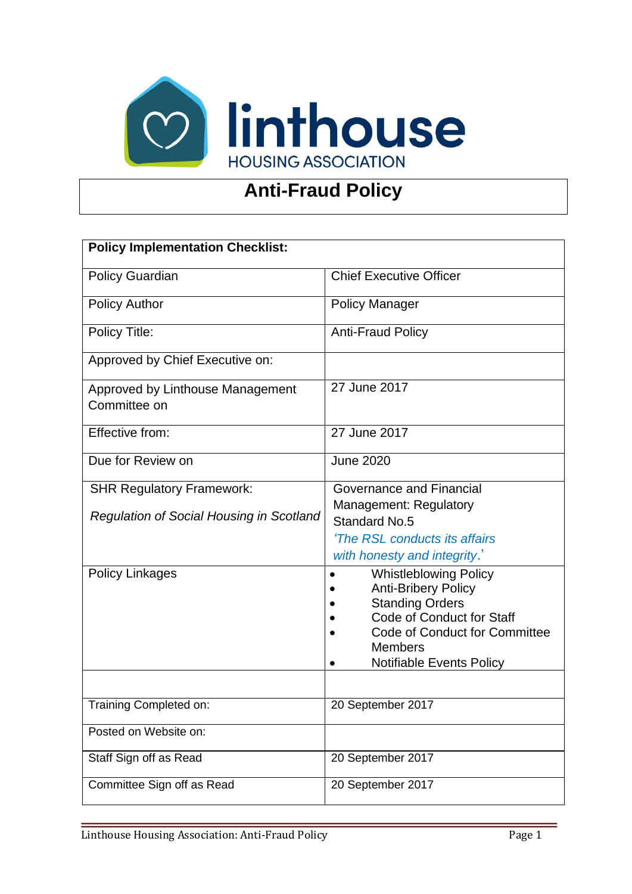linthouse

HOUSING ASSOCIATION

# Anti-Fraud Policy

| Policy Implementation Checklist: | |
|---|---|
| Policy Guardian | Chief Executive Officer |
| Policy Author | Policy Manager |
| Policy Title: | Anti-Fraud Policy |
| Approved by Chief Executive on: | |
| Approved by Linthouse Management Committee on | 27 June 2017 |
| Effective from: | 27 June 2017 |
| Due for Review on | June 2020 |
| SHR Regulatory Framework:<br><br>*Regulation of Social Housing in Scotland* | Governance and Financial Management: Regulatory Standard No.5<br>*'The RSL conducts its affairs with honesty and integrity.'* |
| Policy Linkages | • Whistleblowing Policy<br>• Anti-Bribery Policy<br>• Standing Orders<br>• Code of Conduct for Staff<br>• Code of Conduct for Committee Members<br>• Notifiable Events Policy |
| | |
| Training Completed on: | 20 September 2017 |
| Posted on Website on: | |
| Staff Sign off as Read | 20 September 2017 |
| Committee Sign off as Read | 20 September 2017 |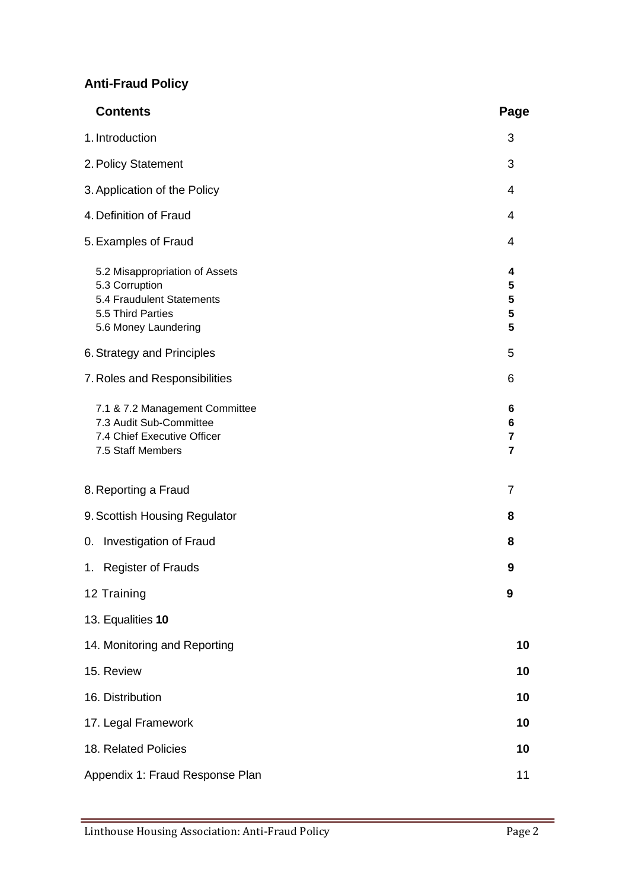**Anti-Fraud Policy**

| Contents | Page |
|---|---|
| 1. Introduction | 3 |
| 2. Policy Statement | 3 |
| 3. Application of the Policy | 4 |
| 4. Definition of Fraud | 4 |
| 5. Examples of Fraud | 4 |
| 5.2 Misappropriation of Assets | **4** |
| 5.3 Corruption | **5** |
| 5.4 Fraudulent Statements | **5** |
| 5.5 Third Parties | **5** |
| 5.6 Money Laundering | **5** |
| 6. Strategy and Principles | 5 |
| 7. Roles and Responsibilities | 6 |
| 7.1 & 7.2 Management Committee | **6** |
| 7.3 Audit Sub-Committee | **6** |
| 7.4 Chief Executive Officer | **7** |
| 7.5 Staff Members | **7** |
| 8. Reporting a Fraud | 7 |
| 9. Scottish Housing Regulator | **8** |
| 0. Investigation of Fraud | **8** |
| 1. Register of Frauds | **9** |
| 12 Training | **9** |
| 13. Equalities **10** | |
| 14. Monitoring and Reporting | **10** |
| 15. Review | **10** |
| 16. Distribution | **10** |
| 17. Legal Framework | **10** |
| 18. Related Policies | **10** |
| Appendix 1: Fraud Response Plan | 11 |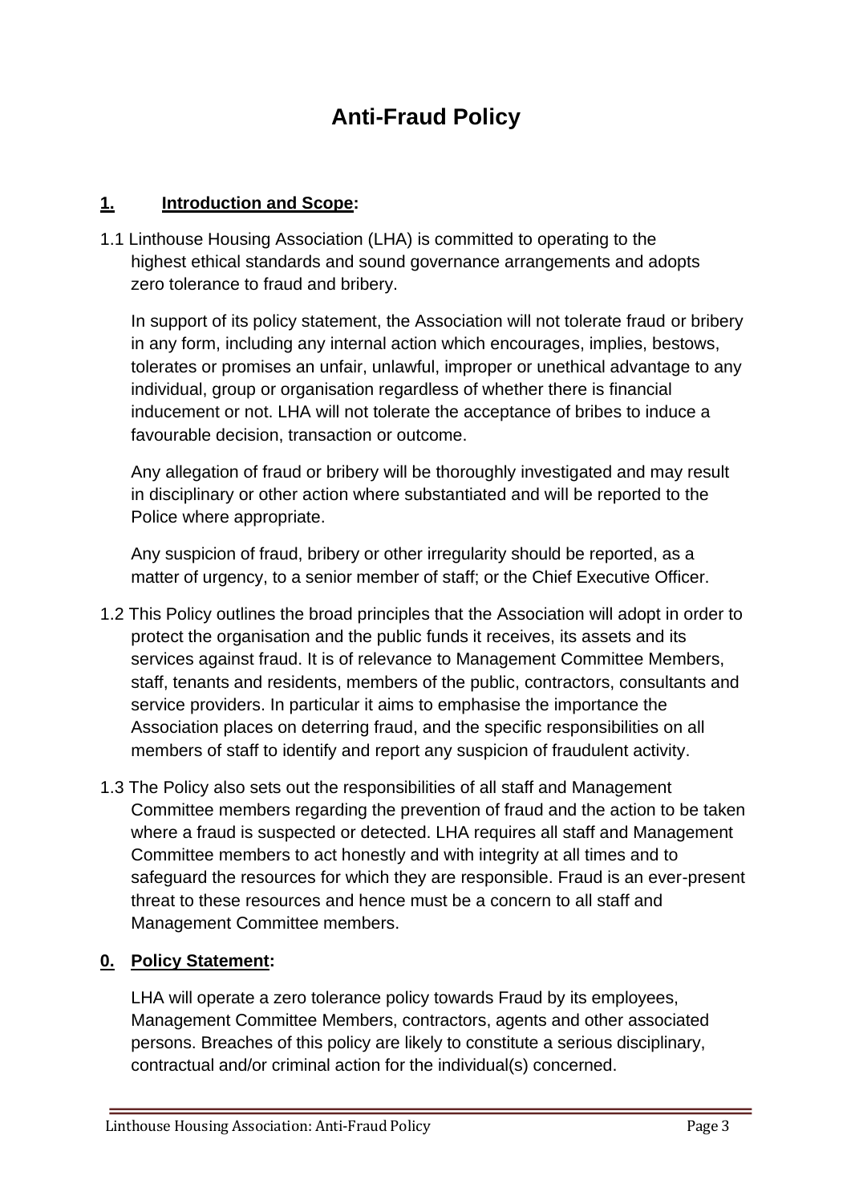# Anti-Fraud Policy

## 1. Introduction and Scope:

1.1 Linthouse Housing Association (LHA) is committed to operating to the highest ethical standards and sound governance arrangements and adopts zero tolerance to fraud and bribery.

In support of its policy statement, the Association will not tolerate fraud or bribery in any form, including any internal action which encourages, implies, bestows, tolerates or promises an unfair, unlawful, improper or unethical advantage to any individual, group or organisation regardless of whether there is financial inducement or not. LHA will not tolerate the acceptance of bribes to induce a favourable decision, transaction or outcome.

Any allegation of fraud or bribery will be thoroughly investigated and may result in disciplinary or other action where substantiated and will be reported to the Police where appropriate.

Any suspicion of fraud, bribery or other irregularity should be reported, as a matter of urgency, to a senior member of staff; or the Chief Executive Officer.

1.2 This Policy outlines the broad principles that the Association will adopt in order to protect the organisation and the public funds it receives, its assets and its services against fraud. It is of relevance to Management Committee Members, staff, tenants and residents, members of the public, contractors, consultants and service providers. In particular it aims to emphasise the importance the Association places on deterring fraud, and the specific responsibilities on all members of staff to identify and report any suspicion of fraudulent activity.

1.3 The Policy also sets out the responsibilities of all staff and Management Committee members regarding the prevention of fraud and the action to be taken where a fraud is suspected or detected. LHA requires all staff and Management Committee members to act honestly and with integrity at all times and to safeguard the resources for which they are responsible. Fraud is an ever-present threat to these resources and hence must be a concern to all staff and Management Committee members.

## 0. Policy Statement:

LHA will operate a zero tolerance policy towards Fraud by its employees, Management Committee Members, contractors, agents and other associated persons. Breaches of this policy are likely to constitute a serious disciplinary, contractual and/or criminal action for the individual(s) concerned.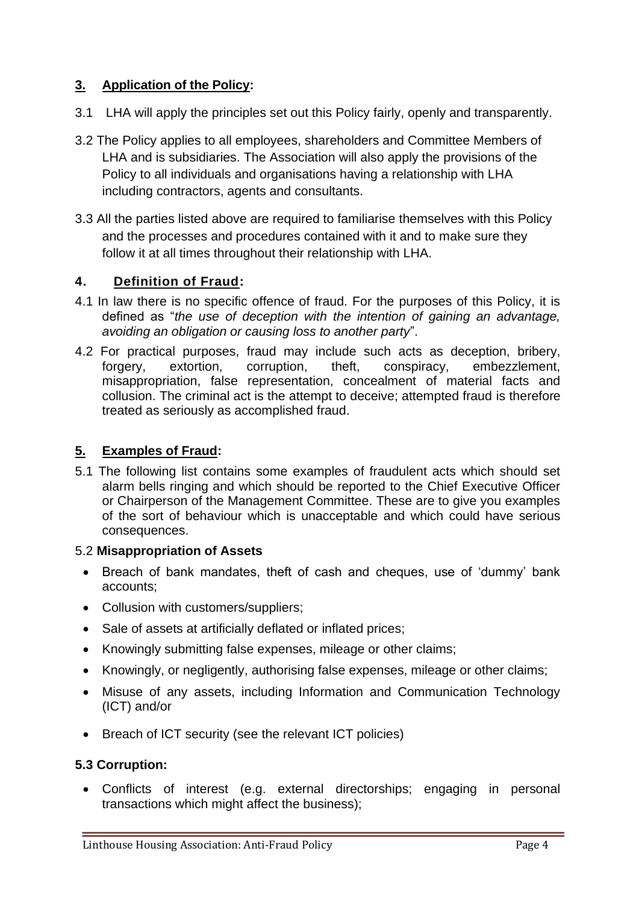## 3. Application of the Policy:

3.1 LHA will apply the principles set out this Policy fairly, openly and transparently.

3.2 The Policy applies to all employees, shareholders and Committee Members of LHA and is subsidiaries. The Association will also apply the provisions of the Policy to all individuals and organisations having a relationship with LHA including contractors, agents and consultants.

3.3 All the parties listed above are required to familiarise themselves with this Policy and the processes and procedures contained with it and to make sure they follow it at all times throughout their relationship with LHA.

## 4. Definition of Fraud:

4.1 In law there is no specific offence of fraud. For the purposes of this Policy, it is defined as "*the use of deception with the intention of gaining an advantage, avoiding an obligation or causing loss to another party*".

4.2 For practical purposes, fraud may include such acts as deception, bribery, forgery, extortion, corruption, theft, conspiracy, embezzlement, misappropriation, false representation, concealment of material facts and collusion. The criminal act is the attempt to deceive; attempted fraud is therefore treated as seriously as accomplished fraud.

## 5. Examples of Fraud:

5.1 The following list contains some examples of fraudulent acts which should set alarm bells ringing and which should be reported to the Chief Executive Officer or Chairperson of the Management Committee. These are to give you examples of the sort of behaviour which is unacceptable and which could have serious consequences.

5.2 **Misappropriation of Assets**

- Breach of bank mandates, theft of cash and cheques, use of 'dummy' bank accounts;
- Collusion with customers/suppliers;
- Sale of assets at artificially deflated or inflated prices;
- Knowingly submitting false expenses, mileage or other claims;
- Knowingly, or negligently, authorising false expenses, mileage or other claims;
- Misuse of any assets, including Information and Communication Technology (ICT) and/or
- Breach of ICT security (see the relevant ICT policies)

**5.3 Corruption:**

- Conflicts of interest (e.g. external directorships; engaging in personal transactions which might affect the business);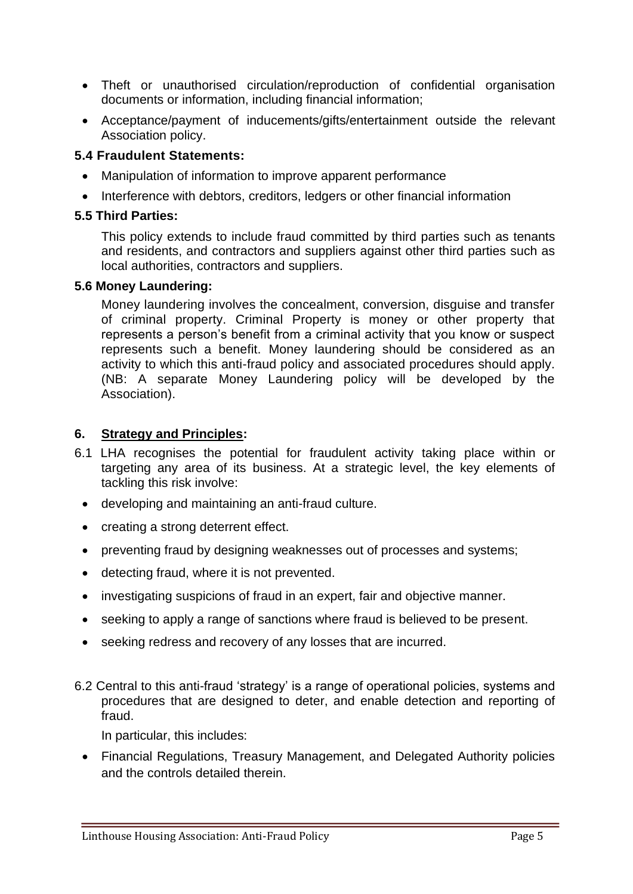- Theft or unauthorised circulation/reproduction of confidential organisation documents or information, including financial information;
- Acceptance/payment of inducements/gifts/entertainment outside the relevant Association policy.

### 5.4 Fraudulent Statements:

- Manipulation of information to improve apparent performance
- Interference with debtors, creditors, ledgers or other financial information

### 5.5 Third Parties:

This policy extends to include fraud committed by third parties such as tenants and residents, and contractors and suppliers against other third parties such as local authorities, contractors and suppliers.

### 5.6 Money Laundering:

Money laundering involves the concealment, conversion, disguise and transfer of criminal property. Criminal Property is money or other property that represents a person's benefit from a criminal activity that you know or suspect represents such a benefit. Money laundering should be considered as an activity to which this anti-fraud policy and associated procedures should apply. (NB: A separate Money Laundering policy will be developed by the Association).

## 6. Strategy and Principles:

6.1 LHA recognises the potential for fraudulent activity taking place within or targeting any area of its business. At a strategic level, the key elements of tackling this risk involve:

- developing and maintaining an anti-fraud culture.
- creating a strong deterrent effect.
- preventing fraud by designing weaknesses out of processes and systems;
- detecting fraud, where it is not prevented.
- investigating suspicions of fraud in an expert, fair and objective manner.
- seeking to apply a range of sanctions where fraud is believed to be present.
- seeking redress and recovery of any losses that are incurred.

6.2 Central to this anti-fraud 'strategy' is a range of operational policies, systems and procedures that are designed to deter, and enable detection and reporting of fraud.

In particular, this includes:

- Financial Regulations, Treasury Management, and Delegated Authority policies and the controls detailed therein.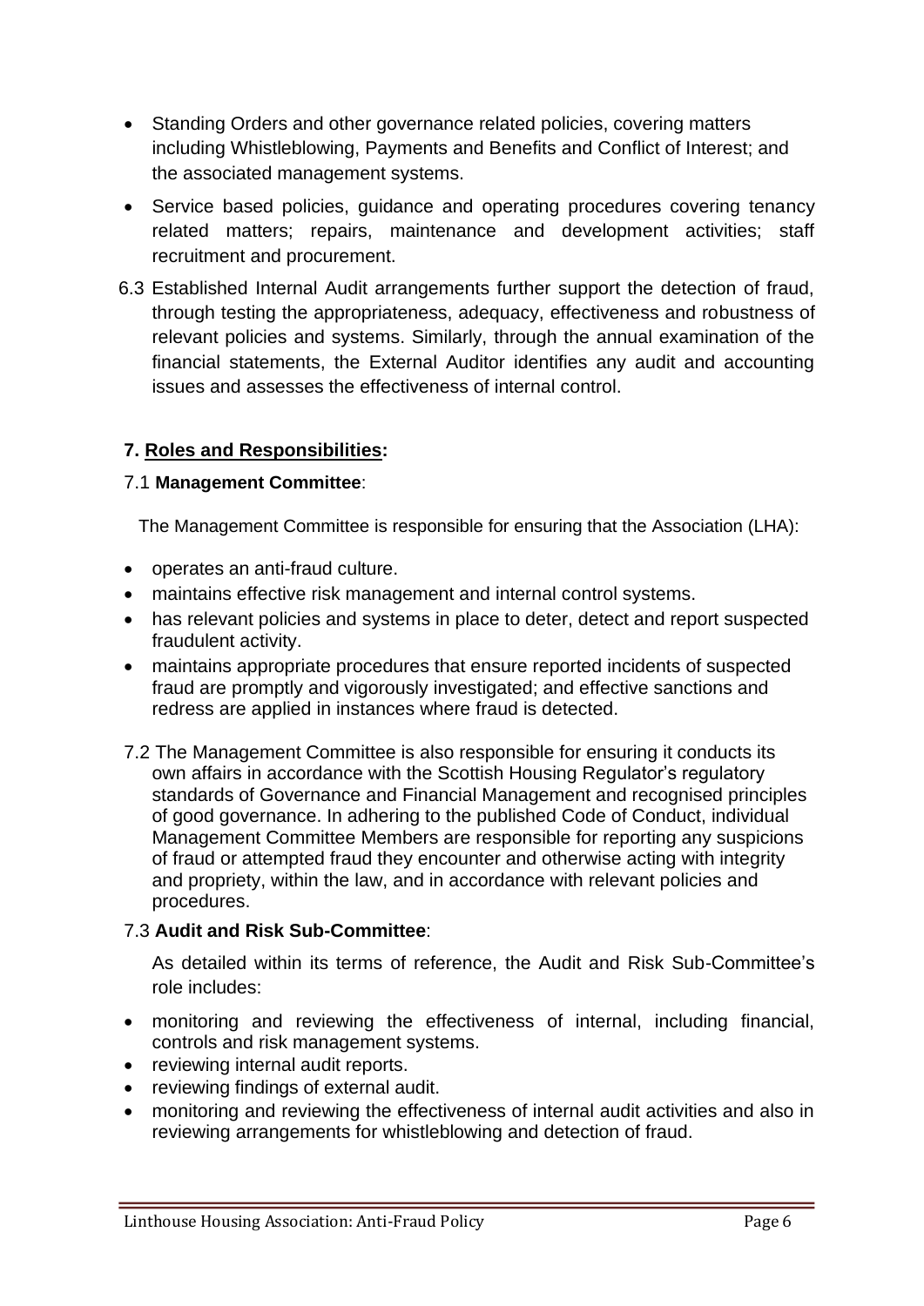- Standing Orders and other governance related policies, covering matters including Whistleblowing, Payments and Benefits and Conflict of Interest; and the associated management systems.
- Service based policies, guidance and operating procedures covering tenancy related matters; repairs, maintenance and development activities; staff recruitment and procurement.

6.3 Established Internal Audit arrangements further support the detection of fraud, through testing the appropriateness, adequacy, effectiveness and robustness of relevant policies and systems. Similarly, through the annual examination of the financial statements, the External Auditor identifies any audit and accounting issues and assesses the effectiveness of internal control.

## 7. Roles and Responsibilities:

### 7.1 Management Committee:

The Management Committee is responsible for ensuring that the Association (LHA):

- operates an anti-fraud culture.
- maintains effective risk management and internal control systems.
- has relevant policies and systems in place to deter, detect and report suspected fraudulent activity.
- maintains appropriate procedures that ensure reported incidents of suspected fraud are promptly and vigorously investigated; and effective sanctions and redress are applied in instances where fraud is detected.

7.2 The Management Committee is also responsible for ensuring it conducts its own affairs in accordance with the Scottish Housing Regulator's regulatory standards of Governance and Financial Management and recognised principles of good governance. In adhering to the published Code of Conduct, individual Management Committee Members are responsible for reporting any suspicions of fraud or attempted fraud they encounter and otherwise acting with integrity and propriety, within the law, and in accordance with relevant policies and procedures.

### 7.3 Audit and Risk Sub-Committee:

As detailed within its terms of reference, the Audit and Risk Sub-Committee's role includes:

- monitoring and reviewing the effectiveness of internal, including financial, controls and risk management systems.
- reviewing internal audit reports.
- reviewing findings of external audit.
- monitoring and reviewing the effectiveness of internal audit activities and also in reviewing arrangements for whistleblowing and detection of fraud.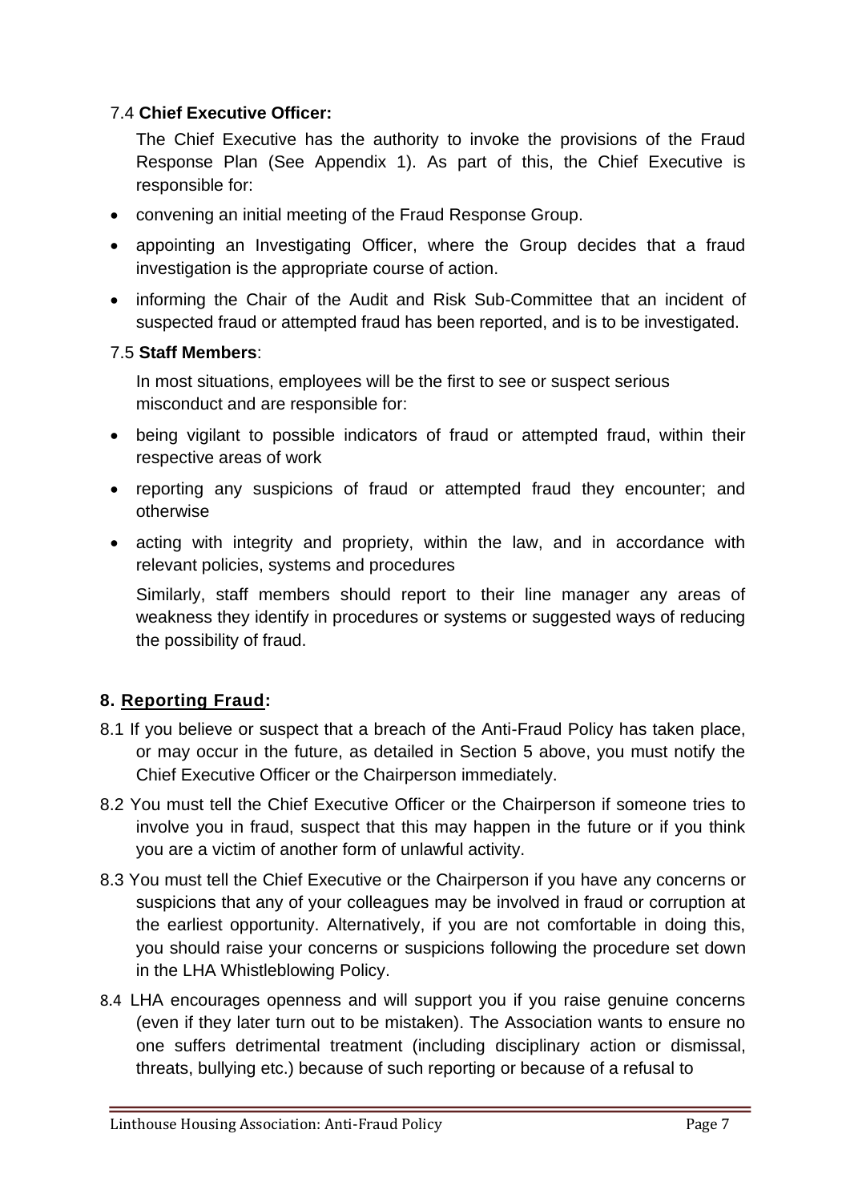7.4 **Chief Executive Officer:**

The Chief Executive has the authority to invoke the provisions of the Fraud Response Plan (See Appendix 1). As part of this, the Chief Executive is responsible for:

- convening an initial meeting of the Fraud Response Group.
- appointing an Investigating Officer, where the Group decides that a fraud investigation is the appropriate course of action.
- informing the Chair of the Audit and Risk Sub-Committee that an incident of suspected fraud or attempted fraud has been reported, and is to be investigated.

7.5 **Staff Members**:

In most situations, employees will be the first to see or suspect serious misconduct and are responsible for:

- being vigilant to possible indicators of fraud or attempted fraud, within their respective areas of work
- reporting any suspicions of fraud or attempted fraud they encounter; and otherwise
- acting with integrity and propriety, within the law, and in accordance with relevant policies, systems and procedures

Similarly, staff members should report to their line manager any areas of weakness they identify in procedures or systems or suggested ways of reducing the possibility of fraud.

## 8. Reporting Fraud:

8.1 If you believe or suspect that a breach of the Anti-Fraud Policy has taken place, or may occur in the future, as detailed in Section 5 above, you must notify the Chief Executive Officer or the Chairperson immediately.

8.2 You must tell the Chief Executive Officer or the Chairperson if someone tries to involve you in fraud, suspect that this may happen in the future or if you think you are a victim of another form of unlawful activity.

8.3 You must tell the Chief Executive or the Chairperson if you have any concerns or suspicions that any of your colleagues may be involved in fraud or corruption at the earliest opportunity. Alternatively, if you are not comfortable in doing this, you should raise your concerns or suspicions following the procedure set down in the LHA Whistleblowing Policy.

8.4 LHA encourages openness and will support you if you raise genuine concerns (even if they later turn out to be mistaken). The Association wants to ensure no one suffers detrimental treatment (including disciplinary action or dismissal, threats, bullying etc.) because of such reporting or because of a refusal to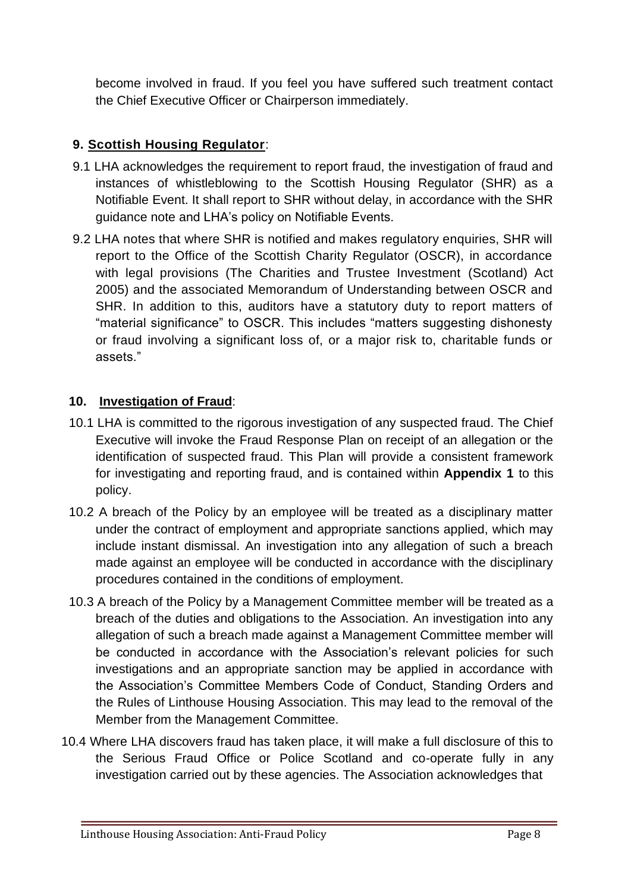become involved in fraud. If you feel you have suffered such treatment contact the Chief Executive Officer or Chairperson immediately.

## 9. Scottish Housing Regulator:

9.1 LHA acknowledges the requirement to report fraud, the investigation of fraud and instances of whistleblowing to the Scottish Housing Regulator (SHR) as a Notifiable Event. It shall report to SHR without delay, in accordance with the SHR guidance note and LHA's policy on Notifiable Events.

9.2 LHA notes that where SHR is notified and makes regulatory enquiries, SHR will report to the Office of the Scottish Charity Regulator (OSCR), in accordance with legal provisions (The Charities and Trustee Investment (Scotland) Act 2005) and the associated Memorandum of Understanding between OSCR and SHR. In addition to this, auditors have a statutory duty to report matters of "material significance" to OSCR. This includes "matters suggesting dishonesty or fraud involving a significant loss of, or a major risk to, charitable funds or assets."

## 10. Investigation of Fraud:

10.1 LHA is committed to the rigorous investigation of any suspected fraud. The Chief Executive will invoke the Fraud Response Plan on receipt of an allegation or the identification of suspected fraud. This Plan will provide a consistent framework for investigating and reporting fraud, and is contained within **Appendix 1** to this policy.

10.2 A breach of the Policy by an employee will be treated as a disciplinary matter under the contract of employment and appropriate sanctions applied, which may include instant dismissal. An investigation into any allegation of such a breach made against an employee will be conducted in accordance with the disciplinary procedures contained in the conditions of employment.

10.3 A breach of the Policy by a Management Committee member will be treated as a breach of the duties and obligations to the Association. An investigation into any allegation of such a breach made against a Management Committee member will be conducted in accordance with the Association's relevant policies for such investigations and an appropriate sanction may be applied in accordance with the Association's Committee Members Code of Conduct, Standing Orders and the Rules of Linthouse Housing Association. This may lead to the removal of the Member from the Management Committee.

10.4 Where LHA discovers fraud has taken place, it will make a full disclosure of this to the Serious Fraud Office or Police Scotland and co-operate fully in any investigation carried out by these agencies. The Association acknowledges that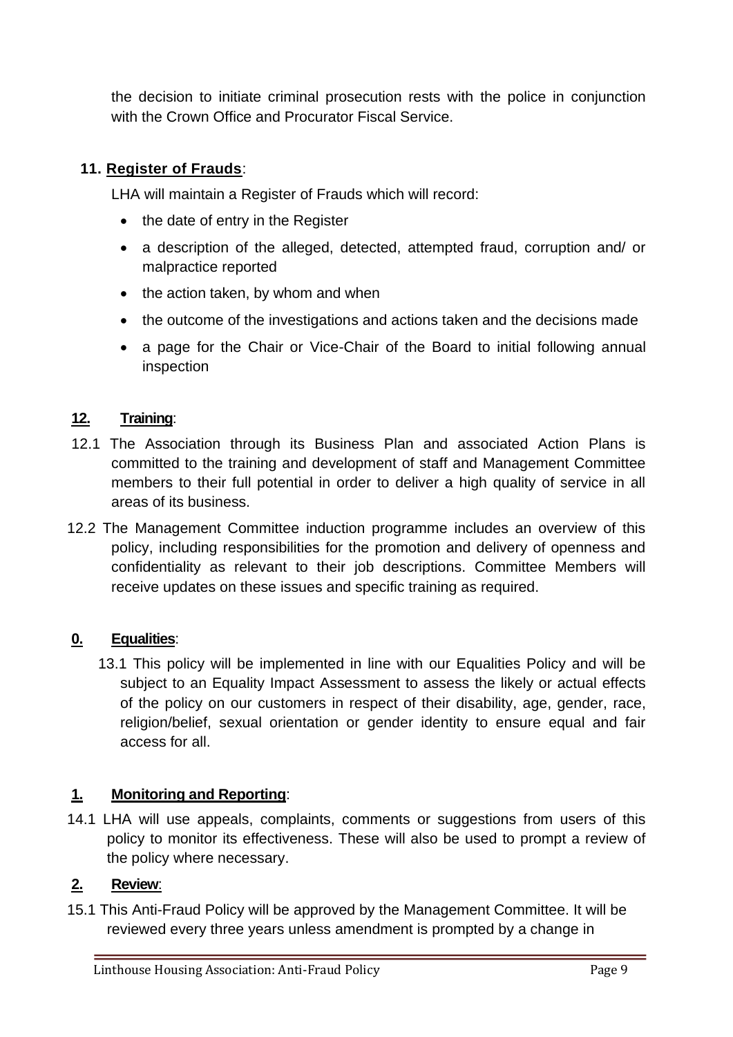the decision to initiate criminal prosecution rests with the police in conjunction with the Crown Office and Procurator Fiscal Service.

## 11. Register of Frauds:

LHA will maintain a Register of Frauds which will record:

- the date of entry in the Register
- a description of the alleged, detected, attempted fraud, corruption and/ or malpractice reported
- the action taken, by whom and when
- the outcome of the investigations and actions taken and the decisions made
- a page for the Chair or Vice-Chair of the Board to initial following annual inspection

## 12. Training:

12.1 The Association through its Business Plan and associated Action Plans is committed to the training and development of staff and Management Committee members to their full potential in order to deliver a high quality of service in all areas of its business.

12.2 The Management Committee induction programme includes an overview of this policy, including responsibilities for the promotion and delivery of openness and confidentiality as relevant to their job descriptions. Committee Members will receive updates on these issues and specific training as required.

## 0. Equalities:

13.1 This policy will be implemented in line with our Equalities Policy and will be subject to an Equality Impact Assessment to assess the likely or actual effects of the policy on our customers in respect of their disability, age, gender, race, religion/belief, sexual orientation or gender identity to ensure equal and fair access for all.

## 1. Monitoring and Reporting:

14.1 LHA will use appeals, complaints, comments or suggestions from users of this policy to monitor its effectiveness. These will also be used to prompt a review of the policy where necessary.

## 2. Review:

15.1 This Anti-Fraud Policy will be approved by the Management Committee. It will be reviewed every three years unless amendment is prompted by a change in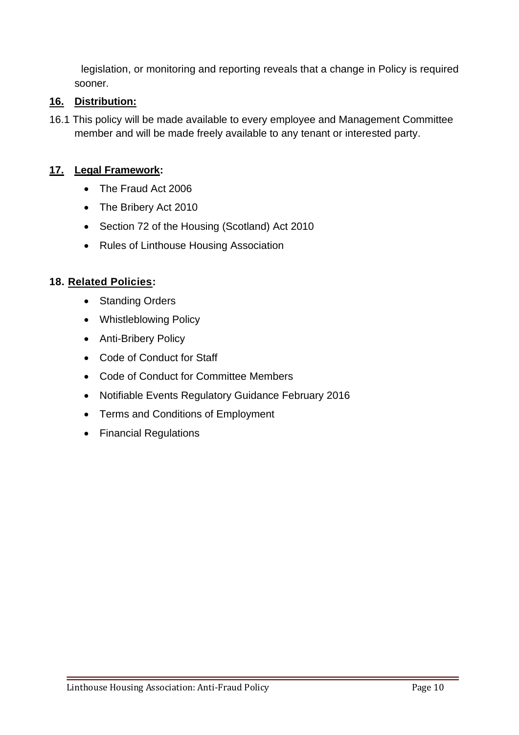legislation, or monitoring and reporting reveals that a change in Policy is required sooner.

## 16. Distribution:

16.1 This policy will be made available to every employee and Management Committee member and will be made freely available to any tenant or interested party.

## 17. Legal Framework:

- The Fraud Act 2006
- The Bribery Act 2010
- Section 72 of the Housing (Scotland) Act 2010
- Rules of Linthouse Housing Association

## 18. Related Policies:

- Standing Orders
- Whistleblowing Policy
- Anti-Bribery Policy
- Code of Conduct for Staff
- Code of Conduct for Committee Members
- Notifiable Events Regulatory Guidance February 2016
- Terms and Conditions of Employment
- Financial Regulations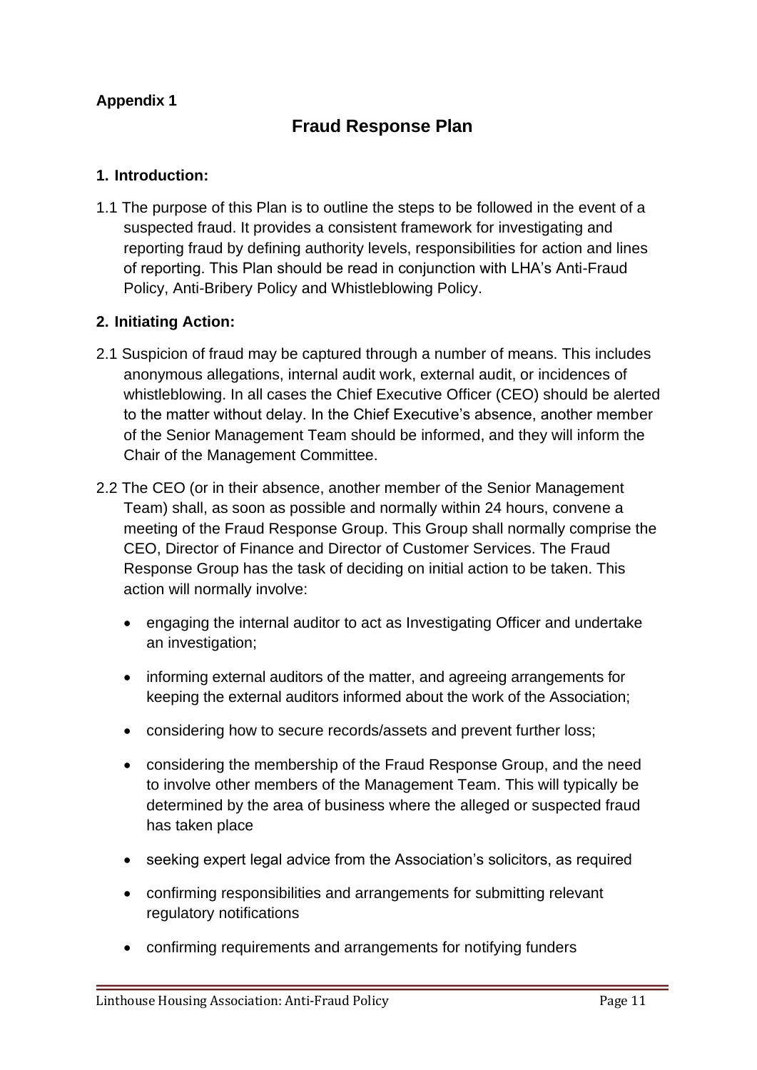**Appendix 1**

# Fraud Response Plan

## 1. Introduction:

1.1 The purpose of this Plan is to outline the steps to be followed in the event of a suspected fraud. It provides a consistent framework for investigating and reporting fraud by defining authority levels, responsibilities for action and lines of reporting. This Plan should be read in conjunction with LHA's Anti-Fraud Policy, Anti-Bribery Policy and Whistleblowing Policy.

## 2. Initiating Action:

2.1 Suspicion of fraud may be captured through a number of means. This includes anonymous allegations, internal audit work, external audit, or incidences of whistleblowing. In all cases the Chief Executive Officer (CEO) should be alerted to the matter without delay. In the Chief Executive's absence, another member of the Senior Management Team should be informed, and they will inform the Chair of the Management Committee.

2.2 The CEO (or in their absence, another member of the Senior Management Team) shall, as soon as possible and normally within 24 hours, convene a meeting of the Fraud Response Group. This Group shall normally comprise the CEO, Director of Finance and Director of Customer Services. The Fraud Response Group has the task of deciding on initial action to be taken. This action will normally involve:

- engaging the internal auditor to act as Investigating Officer and undertake an investigation;
- informing external auditors of the matter, and agreeing arrangements for keeping the external auditors informed about the work of the Association;
- considering how to secure records/assets and prevent further loss;
- considering the membership of the Fraud Response Group, and the need to involve other members of the Management Team. This will typically be determined by the area of business where the alleged or suspected fraud has taken place
- seeking expert legal advice from the Association's solicitors, as required
- confirming responsibilities and arrangements for submitting relevant regulatory notifications
- confirming requirements and arrangements for notifying funders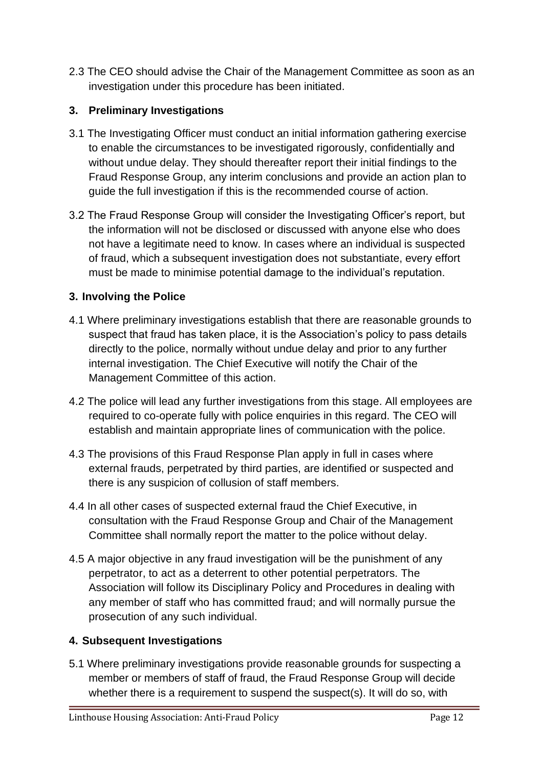2.3 The CEO should advise the Chair of the Management Committee as soon as an investigation under this procedure has been initiated.

### 3. Preliminary Investigations

3.1 The Investigating Officer must conduct an initial information gathering exercise to enable the circumstances to be investigated rigorously, confidentially and without undue delay. They should thereafter report their initial findings to the Fraud Response Group, any interim conclusions and provide an action plan to guide the full investigation if this is the recommended course of action.

3.2 The Fraud Response Group will consider the Investigating Officer's report, but the information will not be disclosed or discussed with anyone else who does not have a legitimate need to know. In cases where an individual is suspected of fraud, which a subsequent investigation does not substantiate, every effort must be made to minimise potential damage to the individual's reputation.

### 3. Involving the Police

4.1 Where preliminary investigations establish that there are reasonable grounds to suspect that fraud has taken place, it is the Association's policy to pass details directly to the police, normally without undue delay and prior to any further internal investigation. The Chief Executive will notify the Chair of the Management Committee of this action.

4.2 The police will lead any further investigations from this stage. All employees are required to co-operate fully with police enquiries in this regard. The CEO will establish and maintain appropriate lines of communication with the police.

4.3 The provisions of this Fraud Response Plan apply in full in cases where external frauds, perpetrated by third parties, are identified or suspected and there is any suspicion of collusion of staff members.

4.4 In all other cases of suspected external fraud the Chief Executive, in consultation with the Fraud Response Group and Chair of the Management Committee shall normally report the matter to the police without delay.

4.5 A major objective in any fraud investigation will be the punishment of any perpetrator, to act as a deterrent to other potential perpetrators. The Association will follow its Disciplinary Policy and Procedures in dealing with any member of staff who has committed fraud; and will normally pursue the prosecution of any such individual.

### 4. Subsequent Investigations

5.1 Where preliminary investigations provide reasonable grounds for suspecting a member or members of staff of fraud, the Fraud Response Group will decide whether there is a requirement to suspend the suspect(s). It will do so, with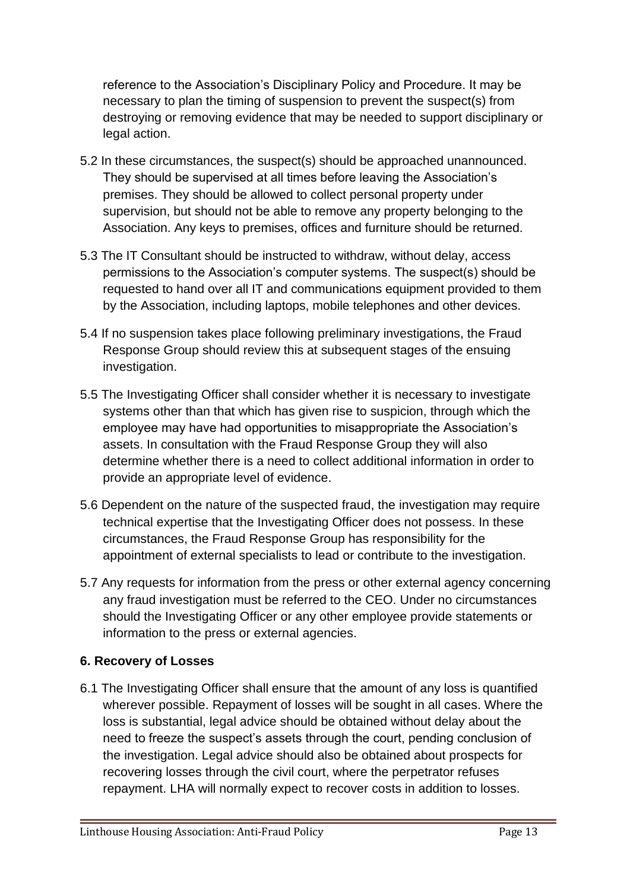reference to the Association's Disciplinary Policy and Procedure. It may be necessary to plan the timing of suspension to prevent the suspect(s) from destroying or removing evidence that may be needed to support disciplinary or legal action.

5.2 In these circumstances, the suspect(s) should be approached unannounced. They should be supervised at all times before leaving the Association's premises. They should be allowed to collect personal property under supervision, but should not be able to remove any property belonging to the Association. Any keys to premises, offices and furniture should be returned.

5.3 The IT Consultant should be instructed to withdraw, without delay, access permissions to the Association's computer systems. The suspect(s) should be requested to hand over all IT and communications equipment provided to them by the Association, including laptops, mobile telephones and other devices.

5.4 If no suspension takes place following preliminary investigations, the Fraud Response Group should review this at subsequent stages of the ensuing investigation.

5.5 The Investigating Officer shall consider whether it is necessary to investigate systems other than that which has given rise to suspicion, through which the employee may have had opportunities to misappropriate the Association's assets. In consultation with the Fraud Response Group they will also determine whether there is a need to collect additional information in order to provide an appropriate level of evidence.

5.6 Dependent on the nature of the suspected fraud, the investigation may require technical expertise that the Investigating Officer does not possess. In these circumstances, the Fraud Response Group has responsibility for the appointment of external specialists to lead or contribute to the investigation.

5.7 Any requests for information from the press or other external agency concerning any fraud investigation must be referred to the CEO. Under no circumstances should the Investigating Officer or any other employee provide statements or information to the press or external agencies.

### 6. Recovery of Losses

6.1 The Investigating Officer shall ensure that the amount of any loss is quantified wherever possible. Repayment of losses will be sought in all cases. Where the loss is substantial, legal advice should be obtained without delay about the need to freeze the suspect's assets through the court, pending conclusion of the investigation. Legal advice should also be obtained about prospects for recovering losses through the civil court, where the perpetrator refuses repayment. LHA will normally expect to recover costs in addition to losses.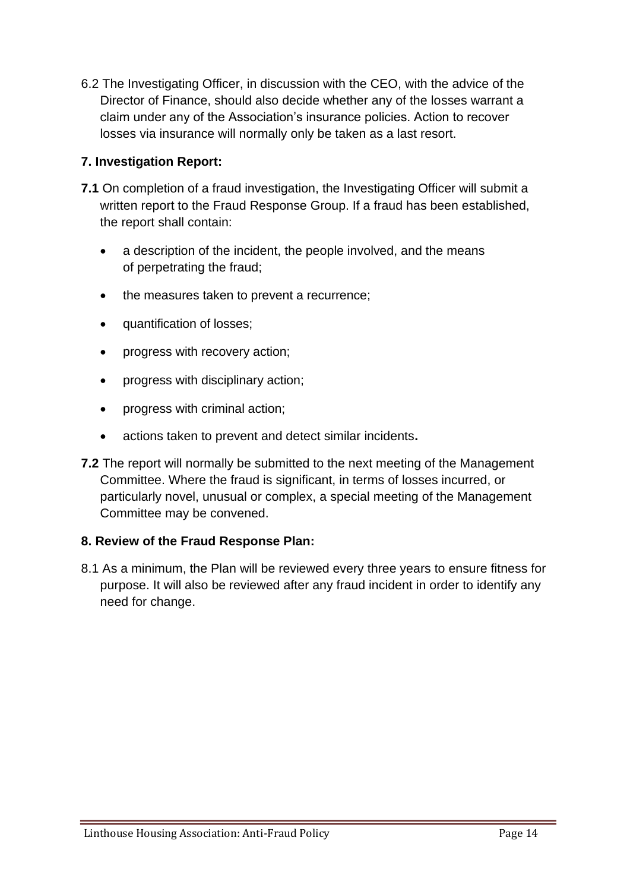6.2 The Investigating Officer, in discussion with the CEO, with the advice of the Director of Finance, should also decide whether any of the losses warrant a claim under any of the Association's insurance policies. Action to recover losses via insurance will normally only be taken as a last resort.

### 7. Investigation Report:

**7.1** On completion of a fraud investigation, the Investigating Officer will submit a written report to the Fraud Response Group. If a fraud has been established, the report shall contain:

- a description of the incident, the people involved, and the means of perpetrating the fraud;
- the measures taken to prevent a recurrence;
- quantification of losses;
- progress with recovery action;
- progress with disciplinary action;
- progress with criminal action;
- actions taken to prevent and detect similar incidents**.**

**7.2** The report will normally be submitted to the next meeting of the Management Committee. Where the fraud is significant, in terms of losses incurred, or particularly novel, unusual or complex, a special meeting of the Management Committee may be convened.

### 8. Review of the Fraud Response Plan:

8.1 As a minimum, the Plan will be reviewed every three years to ensure fitness for purpose. It will also be reviewed after any fraud incident in order to identify any need for change.